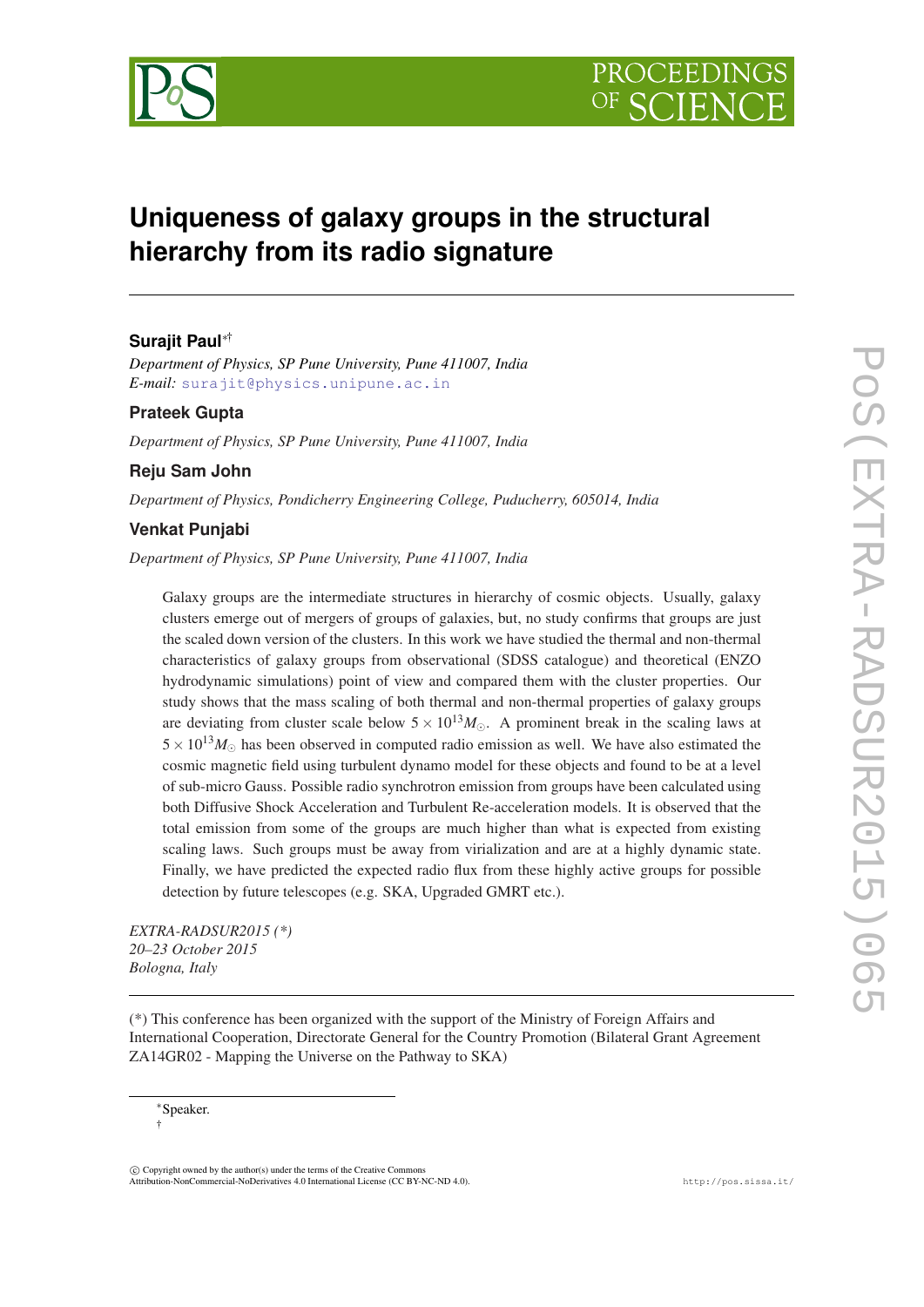# Uniqueness of galaxy groups in the structural hierarchy from its radio signature

**Surajit Paul**[∗†]

*Department of Physics, SP Pune University, Pune 411007, India*
*E-mail:* surajit@physics.unipune.ac.in

**Prateek Gupta**

*Department of Physics, SP Pune University, Pune 411007, India*

**Reju Sam John**

*Department of Physics, Pondicherry Engineering College, Puducherry, 605014, India*

**Venkat Punjabi**

*Department of Physics, SP Pune University, Pune 411007, India*

Galaxy groups are the intermediate structures in hierarchy of cosmic objects. Usually, galaxy clusters emerge out of mergers of groups of galaxies, but, no study confirms that groups are just the scaled down version of the clusters. In this work we have studied the thermal and non-thermal characteristics of galaxy groups from observational (SDSS catalogue) and theoretical (ENZO hydrodynamic simulations) point of view and compared them with the cluster properties. Our study shows that the mass scaling of both thermal and non-thermal properties of galaxy groups are deviating from cluster scale below $5 \times 10^{13} M_{\odot}$. A prominent break in the scaling laws at $5 \times 10^{13} M_{\odot}$ has been observed in computed radio emission as well. We have also estimated the cosmic magnetic field using turbulent dynamo model for these objects and found to be at a level of sub-micro Gauss. Possible radio synchrotron emission from groups have been calculated using both Diffusive Shock Acceleration and Turbulent Re-acceleration models. It is observed that the total emission from some of the groups are much higher than what is expected from existing scaling laws. Such groups must be away from virialization and are at a highly dynamic state. Finally, we have predicted the expected radio flux from these highly active groups for possible detection by future telescopes (e.g. SKA, Upgraded GMRT etc.).

*EXTRA-RADSUR2015 (\*)*
*20–23 October 2015*
*Bologna, Italy*

(\*) This conference has been organized with the support of the Ministry of Foreign Affairs and International Cooperation, Directorate General for the Country Promotion (Bilateral Grant Agreement ZA14GR02 - Mapping the Universe on the Pathway to SKA)

[∗]Speaker.
[†]

© Copyright owned by the author(s) under the terms of the Creative Commons Attribution-NonCommercial-NoDerivatives 4.0 International License (CC BY-NC-ND 4.0).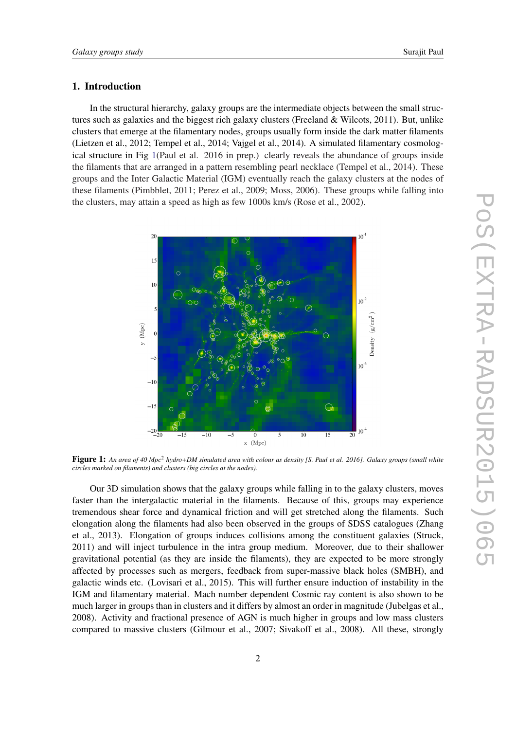## 1. Introduction

In the structural hierarchy, galaxy groups are the intermediate objects between the small structures such as galaxies and the biggest rich galaxy clusters (Freeland & Wilcots, 2011). But, unlike clusters that emerge at the filamentary nodes, groups usually form inside the dark matter filaments (Lietzen et al., 2012; Tempel et al., 2014; Vajgel et al., 2014). A simulated filamentary cosmological structure in Fig 1(Paul et al. 2016 in prep.) clearly reveals the abundance of groups inside the filaments that are arranged in a pattern resembling pearl necklace (Tempel et al., 2014). These groups and the Inter Galactic Material (IGM) eventually reach the galaxy clusters at the nodes of these filaments (Pimbblet, 2011; Perez et al., 2009; Moss, 2006). These groups while falling into the clusters, may attain a speed as high as few 1000s km/s (Rose et al., 2002).

**Figure 1:** *An area of 40 Mpc$^2$ hydro+DM simulated area with colour as density [S. Paul et al. 2016]. Galaxy groups (small white circles marked on filaments) and clusters (big circles at the nodes).*

Our 3D simulation shows that the galaxy groups while falling in to the galaxy clusters, moves faster than the intergalactic material in the filaments. Because of this, groups may experience tremendous shear force and dynamical friction and will get stretched along the filaments. Such elongation along the filaments had also been observed in the groups of SDSS catalogues (Zhang et al., 2013). Elongation of groups induces collisions among the constituent galaxies (Struck, 2011) and will inject turbulence in the intra group medium. Moreover, due to their shallower gravitational potential (as they are inside the filaments), they are expected to be more strongly affected by processes such as mergers, feedback from super-massive black holes (SMBH), and galactic winds etc. (Lovisari et al., 2015). This will further ensure induction of instability in the IGM and filamentary material. Mach number dependent Cosmic ray content is also shown to be much larger in groups than in clusters and it differs by almost an order in magnitude (Jubelgas et al., 2008). Activity and fractional presence of AGN is much higher in groups and low mass clusters compared to massive clusters (Gilmour et al., 2007; Sivakoff et al., 2008). All these, strongly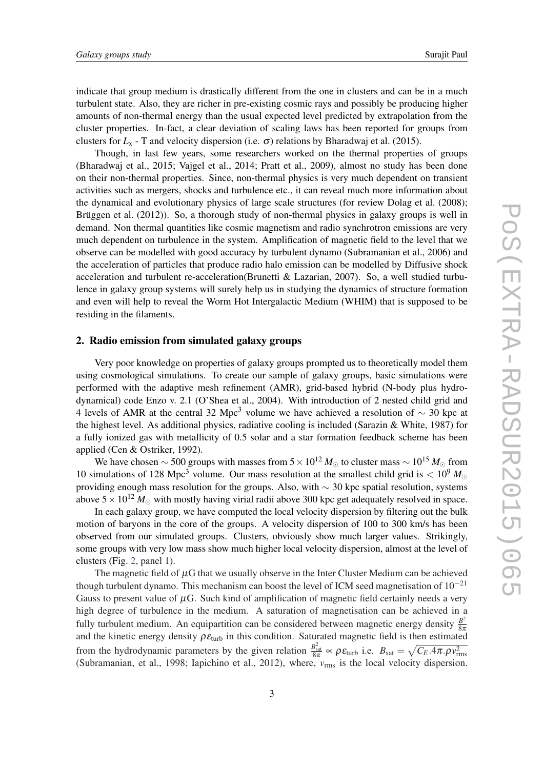indicate that group medium is drastically different from the one in clusters and can be in a much turbulent state. Also, they are richer in pre-existing cosmic rays and possibly be producing higher amounts of non-thermal energy than the usual expected level predicted by extrapolation from the cluster properties. In-fact, a clear deviation of scaling laws has been reported for groups from clusters for $L_x$ - T and velocity dispersion (i.e. $\sigma$) relations by Bharadwaj et al. (2015).

Though, in last few years, some researchers worked on the thermal properties of groups (Bharadwaj et al., 2015; Vajgel et al., 2014; Pratt et al., 2009), almost no study has been done on their non-thermal properties. Since, non-thermal physics is very much dependent on transient activities such as mergers, shocks and turbulence etc., it can reveal much more information about the dynamical and evolutionary physics of large scale structures (for review Dolag et al. (2008); Brüggen et al. (2012)). So, a thorough study of non-thermal physics in galaxy groups is well in demand. Non thermal quantities like cosmic magnetism and radio synchrotron emissions are very much dependent on turbulence in the system. Amplification of magnetic field to the level that we observe can be modelled with good accuracy by turbulent dynamo (Subramanian et al., 2006) and the acceleration of particles that produce radio halo emission can be modelled by Diffusive shock acceleration and turbulent re-acceleration(Brunetti & Lazarian, 2007). So, a well studied turbulence in galaxy group systems will surely help us in studying the dynamics of structure formation and even will help to reveal the Worm Hot Intergalactic Medium (WHIM) that is supposed to be residing in the filaments.

## 2. Radio emission from simulated galaxy groups

Very poor knowledge on properties of galaxy groups prompted us to theoretically model them using cosmological simulations. To create our sample of galaxy groups, basic simulations were performed with the adaptive mesh refinement (AMR), grid-based hybrid (N-body plus hydrodynamical) code Enzo v. 2.1 (O'Shea et al., 2004). With introduction of 2 nested child grid and 4 levels of AMR at the central 32 Mpc$^3$ volume we have achieved a resolution of $\sim$ 30 kpc at the highest level. As additional physics, radiative cooling is included (Sarazin & White, 1987) for a fully ionized gas with metallicity of 0.5 solar and a star formation feedback scheme has been applied (Cen & Ostriker, 1992).

We have chosen $\sim$ 500 groups with masses from $5 \times 10^{12}\,M_{\odot}$ to cluster mass $\sim 10^{15}\,M_{\odot}$ from 10 simulations of 128 Mpc$^3$ volume. Our mass resolution at the smallest child grid is $< 10^9\,M_{\odot}$ providing enough mass resolution for the groups. Also, with $\sim$ 30 kpc spatial resolution, systems above $5 \times 10^{12}\,M_{\odot}$ with mostly having virial radii above 300 kpc get adequately resolved in space.

In each galaxy group, we have computed the local velocity dispersion by filtering out the bulk motion of baryons in the core of the groups. A velocity dispersion of 100 to 300 km/s has been observed from our simulated groups. Clusters, obviously show much larger values. Strikingly, some groups with very low mass show much higher local velocity dispersion, almost at the level of clusters (Fig. 2, panel 1).

The magnetic field of $\mu$G that we usually observe in the Inter Cluster Medium can be achieved though turbulent dynamo. This mechanism can boost the level of ICM seed magnetisation of $10^{-21}$ Gauss to present value of $\mu$G. Such kind of amplification of magnetic field certainly needs a very high degree of turbulence in the medium. A saturation of magnetisation can be achieved in a fully turbulent medium. An equipartition can be considered between magnetic energy density $\frac{B^2}{8\pi}$ and the kinetic energy density $\rho\varepsilon_{\rm turb}$ in this condition. Saturated magnetic field is then estimated from the hydrodynamic parameters by the given relation $\frac{B_{\rm sat}^2}{8\pi} \propto \rho\varepsilon_{\rm turb}$ i.e. $B_{\rm sat} = \sqrt{C_E.4\pi.\rho v_{\rm rms}^2}$ (Subramanian, et al., 1998; Iapichino et al., 2012), where, $v_{\rm rms}$ is the local velocity dispersion.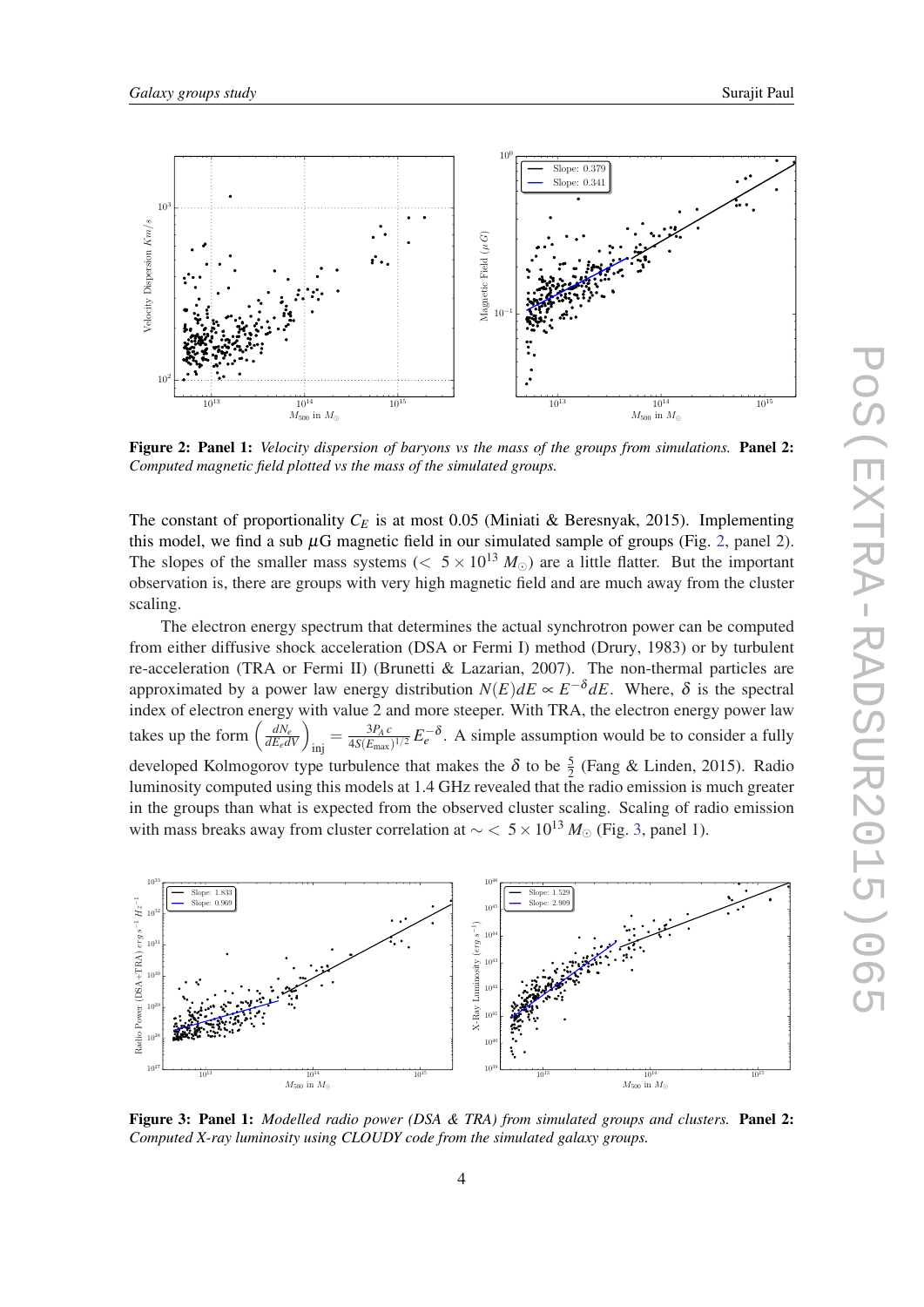**Figure 2: Panel 1:** *Velocity dispersion of baryons vs the mass of the groups from simulations.* **Panel 2:** *Computed magnetic field plotted vs the mass of the simulated groups.*

The constant of proportionality $C_E$ is at most 0.05 (Miniati & Beresnyak, 2015). Implementing this model, we find a sub $\mu$G magnetic field in our simulated sample of groups (Fig. 2, panel 2). The slopes of the smaller mass systems ($< 5 \times 10^{13}\, M_\odot$) are a little flatter. But the important observation is, there are groups with very high magnetic field and are much away from the cluster scaling.

The electron energy spectrum that determines the actual synchrotron power can be computed from either diffusive shock acceleration (DSA or Fermi I) method (Drury, 1983) or by turbulent re-acceleration (TRA or Fermi II) (Brunetti & Lazarian, 2007). The non-thermal particles are approximated by a power law energy distribution $N(E)dE \propto E^{-\delta}dE$. Where, $\delta$ is the spectral index of electron energy with value 2 and more steeper. With TRA, the electron energy power law takes up the form $\left(\frac{dN_e}{dE_e dV}\right)_{\text{inj}} = \frac{3P_A\, c}{4S(E_{\max})^{1/2}} E_e^{-\delta}$. A simple assumption would be to consider a fully developed Kolmogorov type turbulence that makes the $\delta$ to be $\frac{5}{2}$ (Fang & Linden, 2015). Radio luminosity computed using this models at 1.4 GHz revealed that the radio emission is much greater in the groups than what is expected from the observed cluster scaling. Scaling of radio emission with mass breaks away from cluster correlation at $\sim < 5 \times 10^{13}\, M_\odot$ (Fig. 3, panel 1).

**Figure 3: Panel 1:** *Modelled radio power (DSA & TRA) from simulated groups and clusters.* **Panel 2:** *Computed X-ray luminosity using CLOUDY code from the simulated galaxy groups.*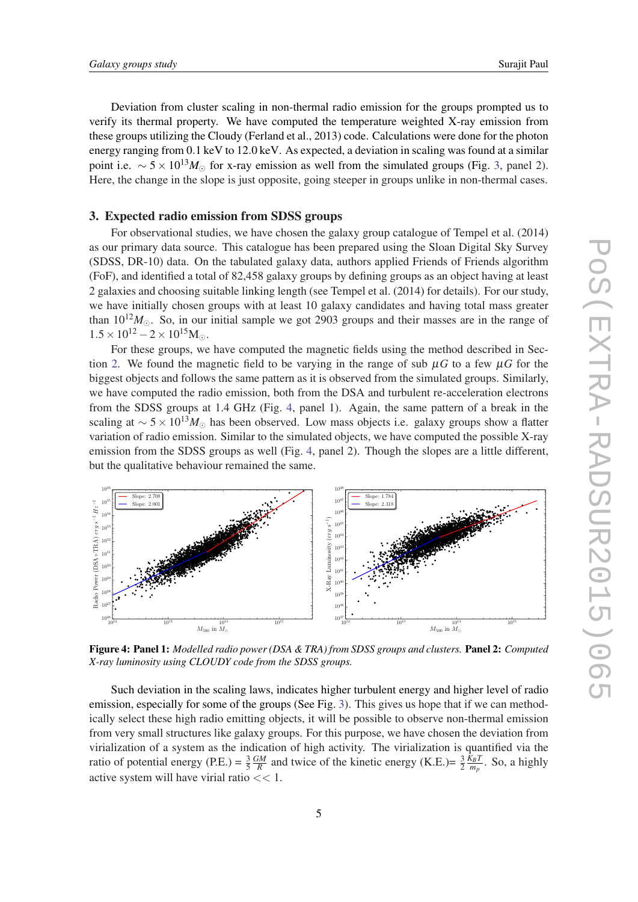Deviation from cluster scaling in non-thermal radio emission for the groups prompted us to verify its thermal property. We have computed the temperature weighted X-ray emission from these groups utilizing the Cloudy (Ferland et al., 2013) code. Calculations were done for the photon energy ranging from 0.1 keV to 12.0 keV. As expected, a deviation in scaling was found at a similar point i.e. $\sim 5\times10^{13}M_{\odot}$ for x-ray emission as well from the simulated groups (Fig. 3, panel 2). Here, the change in the slope is just opposite, going steeper in groups unlike in non-thermal cases.

## 3. Expected radio emission from SDSS groups

For observational studies, we have chosen the galaxy group catalogue of Tempel et al. (2014) as our primary data source. This catalogue has been prepared using the Sloan Digital Sky Survey (SDSS, DR-10) data. On the tabulated galaxy data, authors applied Friends of Friends algorithm (FoF), and identified a total of 82,458 galaxy groups by defining groups as an object having at least 2 galaxies and choosing suitable linking length (see Tempel et al. (2014) for details). For our study, we have initially chosen groups with at least 10 galaxy candidates and having total mass greater than $10^{12}M_{\odot}$. So, in our initial sample we got 2903 groups and their masses are in the range of $1.5\times10^{12}-2\times10^{15}\mathrm{M}_{\odot}$.

For these groups, we have computed the magnetic fields using the method described in Section 2. We found the magnetic field to be varying in the range of sub $\mu G$ to a few $\mu G$ for the biggest objects and follows the same pattern as it is observed from the simulated groups. Similarly, we have computed the radio emission, both from the DSA and turbulent re-acceleration electrons from the SDSS groups at 1.4 GHz (Fig. 4, panel 1). Again, the same pattern of a break in the scaling at $\sim 5\times10^{13}M_{\odot}$ has been observed. Low mass objects i.e. galaxy groups show a flatter variation of radio emission. Similar to the simulated objects, we have computed the possible X-ray emission from the SDSS groups as well (Fig. 4, panel 2). Though the slopes are a little different, but the qualitative behaviour remained the same.

**Figure 4: Panel 1:** *Modelled radio power (DSA & TRA) from SDSS groups and clusters.* **Panel 2:** *Computed X-ray luminosity using CLOUDY code from the SDSS groups.*

Such deviation in the scaling laws, indicates higher turbulent energy and higher level of radio emission, especially for some of the groups (See Fig. 3). This gives us hope that if we can methodically select these high radio emitting objects, it will be possible to observe non-thermal emission from very small structures like galaxy groups. For this purpose, we have chosen the deviation from virialization of a system as the indication of high activity. The virialization is quantified via the ratio of potential energy (P.E.) = $\frac{3}{5}\frac{GM}{R}$ and twice of the kinetic energy (K.E.)= $\frac{3}{2}\frac{K_BT}{m_p}$. So, a highly active system will have virial ratio $<<1$.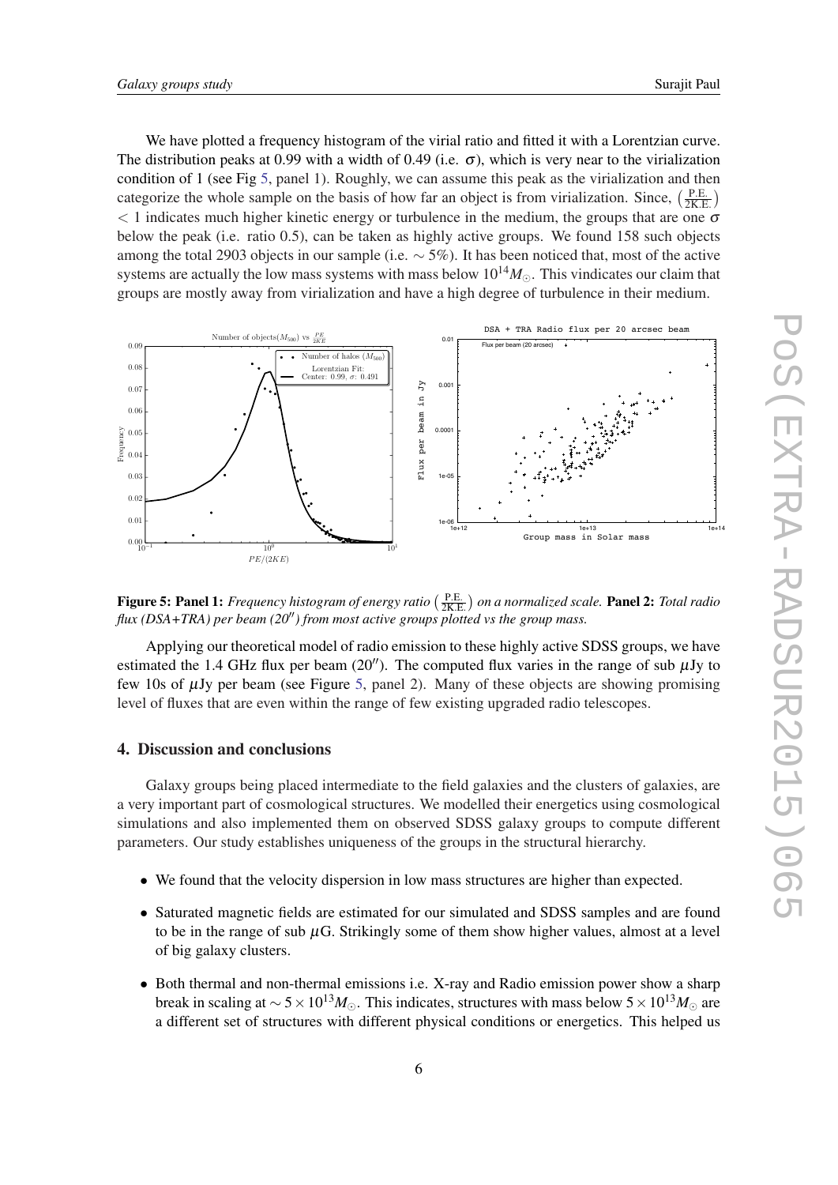We have plotted a frequency histogram of the virial ratio and fitted it with a Lorentzian curve. The distribution peaks at 0.99 with a width of 0.49 (i.e. $\sigma$), which is very near to the virialization condition of 1 (see Fig 5, panel 1). Roughly, we can assume this peak as the virialization and then categorize the whole sample on the basis of how far an object is from virialization. Since, $\left(\frac{\text{P.E.}}{2\text{K.E.}}\right)$ $< 1$ indicates much higher kinetic energy or turbulence in the medium, the groups that are one $\sigma$ below the peak (i.e. ratio 0.5), can be taken as highly active groups. We found 158 such objects among the total 2903 objects in our sample (i.e. $\sim 5\%$). It has been noticed that, most of the active systems are actually the low mass systems with mass below $10^{14} M_{\odot}$. This vindicates our claim that groups are mostly away from virialization and have a high degree of turbulence in their medium.

**Figure 5: Panel 1:** *Frequency histogram of energy ratio* $\left(\frac{\text{P.E.}}{2\text{K.E.}}\right)$ *on a normalized scale.* **Panel 2:** *Total radio flux (DSA+TRA) per beam (20″) from most active groups plotted vs the group mass.*

Applying our theoretical model of radio emission to these highly active SDSS groups, we have estimated the 1.4 GHz flux per beam (20″). The computed flux varies in the range of sub $\mu$Jy to few 10s of $\mu$Jy per beam (see Figure 5, panel 2). Many of these objects are showing promising level of fluxes that are even within the range of few existing upgraded radio telescopes.

## 4. Discussion and conclusions

Galaxy groups being placed intermediate to the field galaxies and the clusters of galaxies, are a very important part of cosmological structures. We modelled their energetics using cosmological simulations and also implemented them on observed SDSS galaxy groups to compute different parameters. Our study establishes uniqueness of the groups in the structural hierarchy.

- We found that the velocity dispersion in low mass structures are higher than expected.
- Saturated magnetic fields are estimated for our simulated and SDSS samples and are found to be in the range of sub $\mu$G. Strikingly some of them show higher values, almost at a level of big galaxy clusters.
- Both thermal and non-thermal emissions i.e. X-ray and Radio emission power show a sharp break in scaling at $\sim 5 \times 10^{13} M_{\odot}$. This indicates, structures with mass below $5 \times 10^{13} M_{\odot}$ are a different set of structures with different physical conditions or energetics. This helped us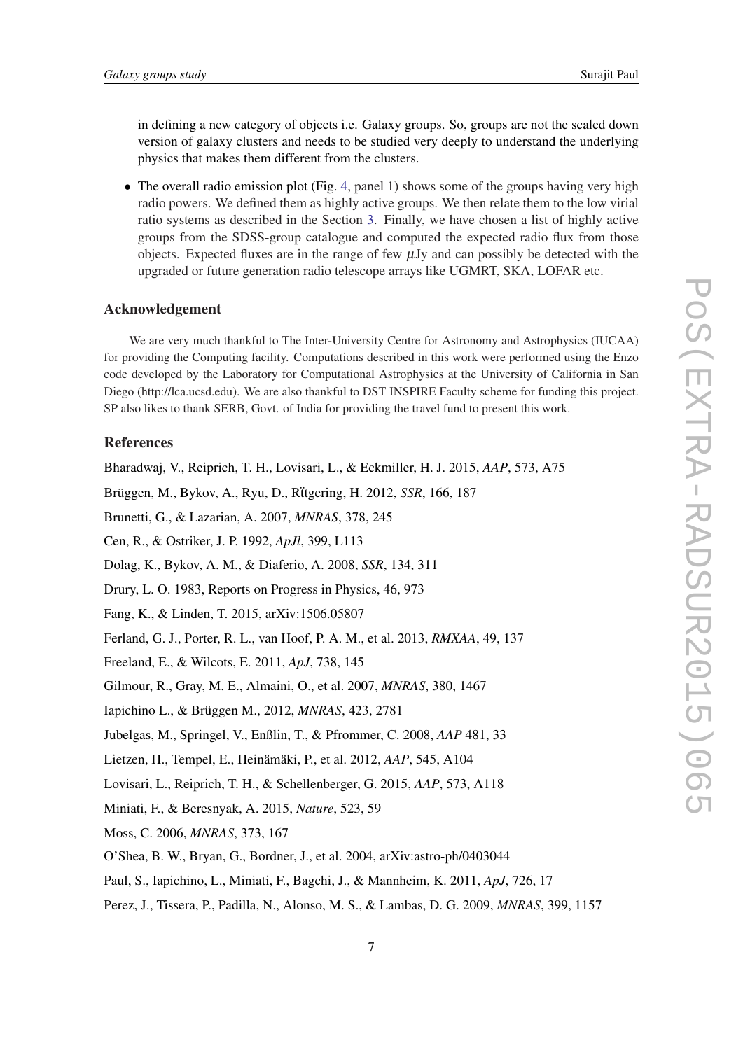in defining a new category of objects i.e. Galaxy groups. So, groups are not the scaled down version of galaxy clusters and needs to be studied very deeply to understand the underlying physics that makes them different from the clusters.

- The overall radio emission plot (Fig. 4, panel 1) shows some of the groups having very high radio powers. We defined them as highly active groups. We then relate them to the low virial ratio systems as described in the Section 3. Finally, we have chosen a list of highly active groups from the SDSS-group catalogue and computed the expected radio flux from those objects. Expected fluxes are in the range of few $\mu$Jy and can possibly be detected with the upgraded or future generation radio telescope arrays like UGMRT, SKA, LOFAR etc.

## Acknowledgement

We are very much thankful to The Inter-University Centre for Astronomy and Astrophysics (IUCAA) for providing the Computing facility. Computations described in this work were performed using the Enzo code developed by the Laboratory for Computational Astrophysics at the University of California in San Diego (http://lca.ucsd.edu). We are also thankful to DST INSPIRE Faculty scheme for funding this project. SP also likes to thank SERB, Govt. of India for providing the travel fund to present this work.

## References

Bharadwaj, V., Reiprich, T. H., Lovisari, L., & Eckmiller, H. J. 2015, *AAP*, 573, A75

Brüggen, M., Bykov, A., Ryu, D., Rӧttgering, H. 2012, *SSR*, 166, 187

Brunetti, G., & Lazarian, A. 2007, *MNRAS*, 378, 245

Cen, R., & Ostriker, J. P. 1992, *ApJl*, 399, L113

Dolag, K., Bykov, A. M., & Diaferio, A. 2008, *SSR*, 134, 311

Drury, L. O. 1983, Reports on Progress in Physics, 46, 973

Fang, K., & Linden, T. 2015, arXiv:1506.05807

Ferland, G. J., Porter, R. L., van Hoof, P. A. M., et al. 2013, *RMXAA*, 49, 137

Freeland, E., & Wilcots, E. 2011, *ApJ*, 738, 145

Gilmour, R., Gray, M. E., Almaini, O., et al. 2007, *MNRAS*, 380, 1467

Iapichino L., & Brüggen M., 2012, *MNRAS*, 423, 2781

Jubelgas, M., Springel, V., Enßlin, T., & Pfrommer, C. 2008, *AAP* 481, 33

Lietzen, H., Tempel, E., Heinämäki, P., et al. 2012, *AAP*, 545, A104

Lovisari, L., Reiprich, T. H., & Schellenberger, G. 2015, *AAP*, 573, A118

Miniati, F., & Beresnyak, A. 2015, *Nature*, 523, 59

Moss, C. 2006, *MNRAS*, 373, 167

O'Shea, B. W., Bryan, G., Bordner, J., et al. 2004, arXiv:astro-ph/0403044

Paul, S., Iapichino, L., Miniati, F., Bagchi, J., & Mannheim, K. 2011, *ApJ*, 726, 17

Perez, J., Tissera, P., Padilla, N., Alonso, M. S., & Lambas, D. G. 2009, *MNRAS*, 399, 1157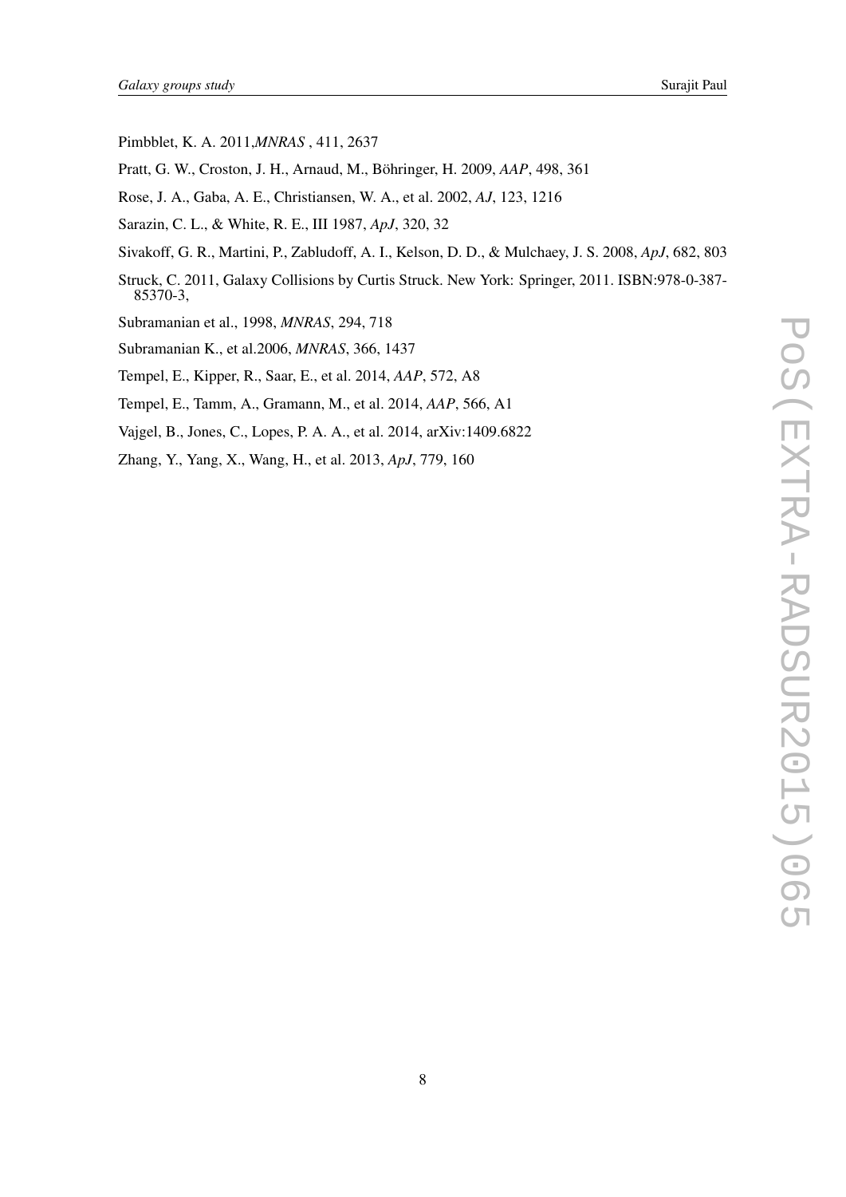Pimbblet, K. A. 2011,*MNRAS* , 411, 2637

Pratt, G. W., Croston, J. H., Arnaud, M., Böhringer, H. 2009, *AAP*, 498, 361

Rose, J. A., Gaba, A. E., Christiansen, W. A., et al. 2002, *AJ*, 123, 1216

Sarazin, C. L., & White, R. E., III 1987, *ApJ*, 320, 32

Sivakoff, G. R., Martini, P., Zabludoff, A. I., Kelson, D. D., & Mulchaey, J. S. 2008, *ApJ*, 682, 803

Struck, C. 2011, Galaxy Collisions by Curtis Struck. New York: Springer, 2011. ISBN:978-0-387-85370-3,

Subramanian et al., 1998, *MNRAS*, 294, 718

Subramanian K., et al.2006, *MNRAS*, 366, 1437

Tempel, E., Kipper, R., Saar, E., et al. 2014, *AAP*, 572, A8

Tempel, E., Tamm, A., Gramann, M., et al. 2014, *AAP*, 566, A1

Vajgel, B., Jones, C., Lopes, P. A. A., et al. 2014, arXiv:1409.6822

Zhang, Y., Yang, X., Wang, H., et al. 2013, *ApJ*, 779, 160